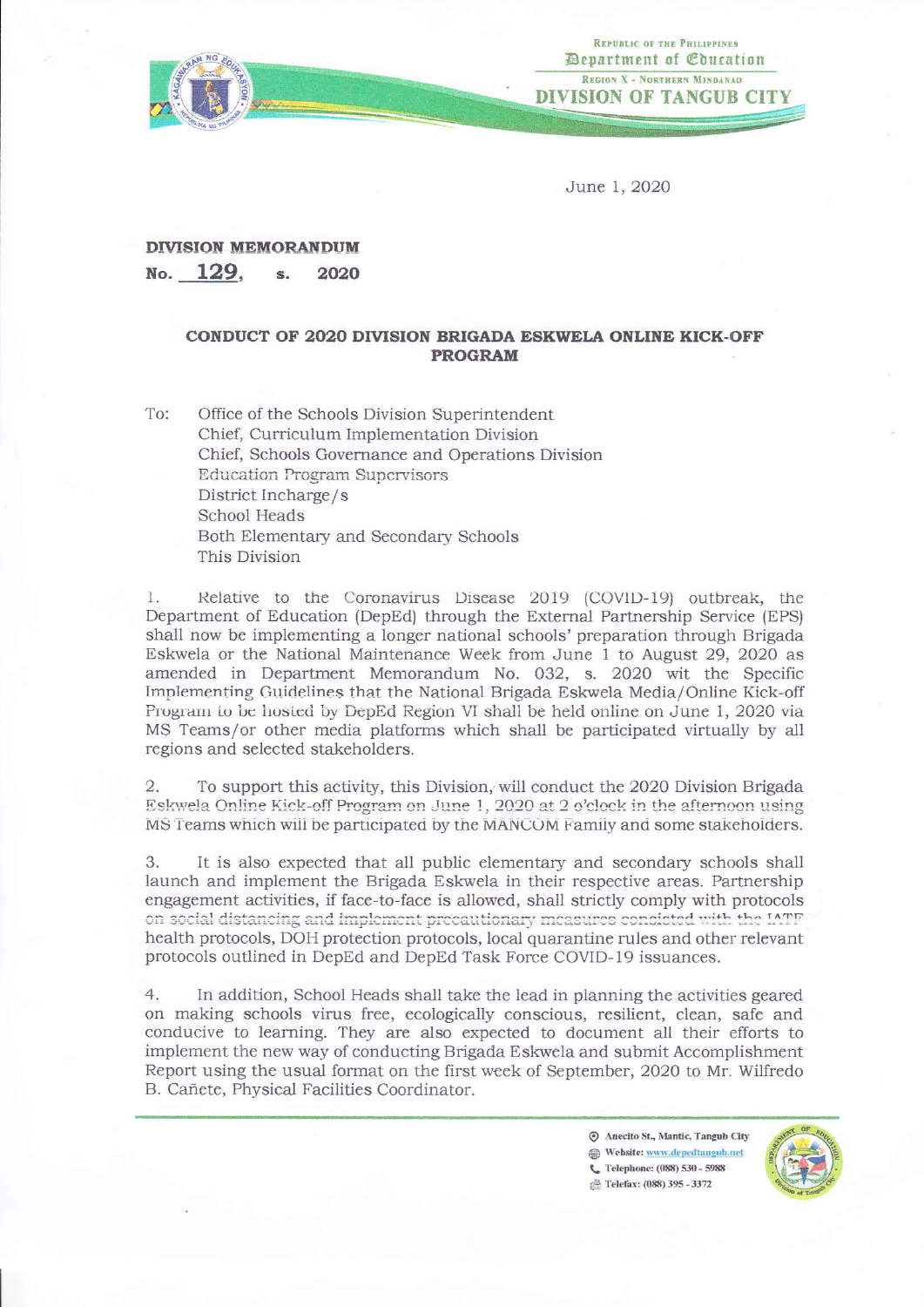Republic of the Philippines
Department of Education
Region X - Northern Mindanao
**DIVISION OF TANGUB CITY**

June 1, 2020

**DIVISION MEMORANDUM**
**No. 129, s. 2020**

**CONDUCT OF 2020 DIVISION BRIGADA ESKWELA ONLINE KICK-OFF PROGRAM**

To: Office of the Schools Division Superintendent
Chief, Curriculum Implementation Division
Chief, Schools Governance and Operations Division
Education Program Supervisors
District Incharge/s
School Heads
Both Elementary and Secondary Schools
This Division

1. Relative to the Coronavirus Disease 2019 (COVID-19) outbreak, the Department of Education (DepEd) through the External Partnership Service (EPS) shall now be implementing a longer national schools' preparation through Brigada Eskwela or the National Maintenance Week from June 1 to August 29, 2020 as amended in Department Memorandum No. 032, s. 2020 wit the Specific Implementing Guidelines that the National Brigada Eskwela Media/Online Kick-off Program to be hosted by DepEd Region VI shall be held online on June 1, 2020 via MS Teams/or other media platforms which shall be participated virtually by all regions and selected stakeholders.

2. To support this activity, this Division, will conduct the 2020 Division Brigada Eskwela Online Kick-off Program on June 1, 2020 at 2 o'clock in the afternoon using MS Teams which will be participated by the MANCOM Family and some stakeholders.

3. It is also expected that all public elementary and secondary schools shall launch and implement the Brigada Eskwela in their respective areas. Partnership engagement activities, if face-to-face is allowed, shall strictly comply with protocols on social distancing and implement precautionary measures consisted with the IATF health protocols, DOH protection protocols, local quarantine rules and other relevant protocols outlined in DepEd and DepEd Task Force COVID-19 issuances.

4. In addition, School Heads shall take the lead in planning the activities geared on making schools virus free, ecologically conscious, resilient, clean, safe and conducive to learning. They are also expected to document all their efforts to implement the new way of conducting Brigada Eskwela and submit Accomplishment Report using the usual format on the first week of September, 2020 to Mr. Wilfredo B. Cañete, Physical Facilities Coordinator.

Anecito St., Mantic, Tangub City
Website: www.depedtangub.net
Telephone: (088) 530 - 5988
Telefax: (088) 395 - 3372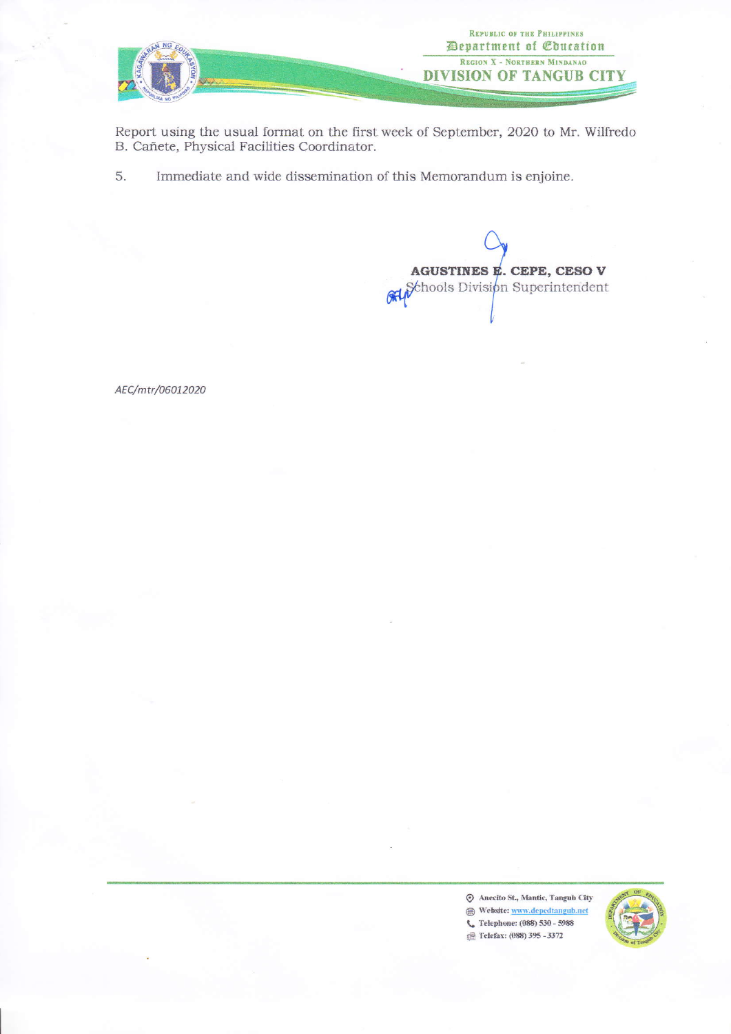Report using the usual format on the first week of September, 2020 to Mr. Wilfredo B. Cañete, Physical Facilities Coordinator.

5. Immediate and wide dissemination of this Memorandum is enjoine.

**AGUSTINES E. CEPE, CESO V**
Schools Division Superintendent

*AEC/mtr/06012020*